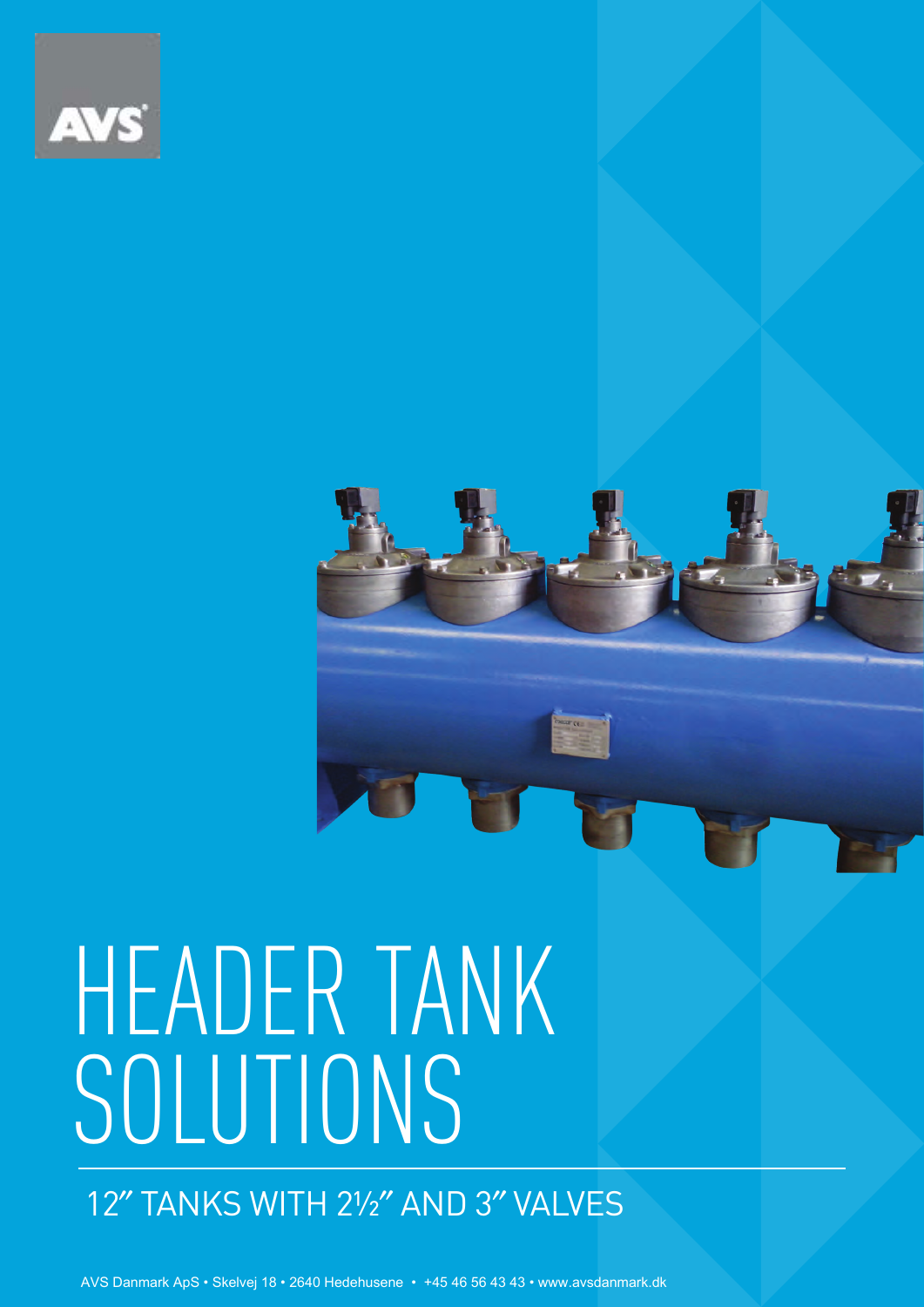AVS

# HEADER TANK SOLUTIONS

## 12″ TANKS WITH 2½″ AND 3″ VALVES

AVS Danmark ApS • Skelvej 18 • 2640 Hedehusene • +45 46 56 43 43 • www.avsdanmark.dk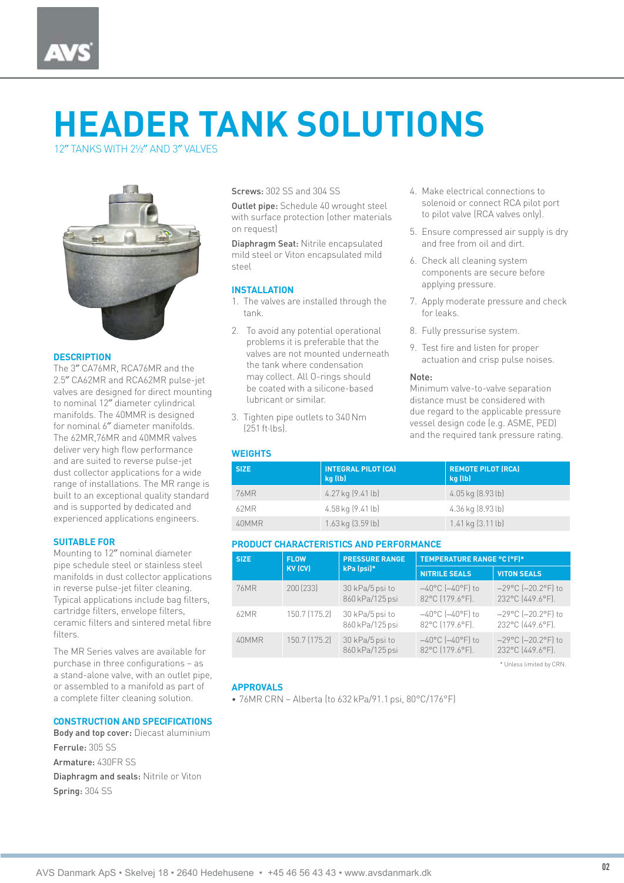# HEADER TANK SOLUTIONS

12″ TANKS WITH 2½″ AND 3″ VALVES

## DESCRIPTION

The 3″ CA76MR, RCA76MR and the 2.5″ CA62MR and RCA62MR pulse-jet valves are designed for direct mounting to nominal 12″ diameter cylindrical manifolds. The 40MMR is designed for nominal 6″ diameter manifolds. The 62MR,76MR and 40MMR valves deliver very high flow performance and are suited to reverse pulse-jet dust collector applications for a wide range of installations. The MR range is built to an exceptional quality standard and is supported by dedicated and experienced applications engineers.

## SUITABLE FOR

Mounting to 12″ nominal diameter pipe schedule steel or stainless steel manifolds in dust collector applications in reverse pulse-jet filter cleaning. Typical applications include bag filters, cartridge filters, envelope filters, ceramic filters and sintered metal fibre filters.

The MR Series valves are available for purchase in three configurations – as a stand-alone valve, with an outlet pipe, or assembled to a manifold as part of a complete filter cleaning solution.

## CONSTRUCTION AND SPECIFICATIONS

**Body and top cover:** Diecast aluminium

**Ferrule:** 305 SS

**Armature:** 430FR SS

**Diaphragm and seals:** Nitrile or Viton

**Spring:** 304 SS

**Screws:** 302 SS and 304 SS

**Outlet pipe:** Schedule 40 wrought steel with surface protection (other materials on request)

**Diaphragm Seat:** Nitrile encapsulated mild steel or Viton encapsulated mild steel

## INSTALLATION

1. The valves are installed through the tank.
2. To avoid any potential operational problems it is preferable that the valves are not mounted underneath the tank where condensation may collect. All O-rings should be coated with a silicone-based lubricant or similar.
3. Tighten pipe outlets to 340 Nm (251 ft·lbs).
4. Make electrical connections to solenoid or connect RCA pilot port to pilot valve (RCA valves only).
5. Ensure compressed air supply is dry and free from oil and dirt.
6. Check all cleaning system components are secure before applying pressure.
7. Apply moderate pressure and check for leaks.
8. Fully pressurise system.
9. Test fire and listen for proper actuation and crisp pulse noises.

**Note:**
Minimum valve-to-valve separation distance must be considered with due regard to the applicable pressure vessel design code (e.g. ASME, PED) and the required tank pressure rating.

## WEIGHTS

| SIZE | INTEGRAL PILOT (CA) kg (lb) | REMOTE PILOT (RCA) kg (lb) |
|---|---|---|
| 76MR | 4.27 kg (9.41 lb) | 4.05 kg (8.93 lb) |
| 62MR | 4.58 kg (9.41 lb) | 4.36 kg (8.93 lb) |
| 40MMR | 1.63 kg (3.59 lb) | 1.41 kg (3.11 lb) |

## PRODUCT CHARACTERISTICS AND PERFORMANCE

| SIZE | FLOW KV (CV) | PRESSURE RANGE kPa (psi)* | TEMPERATURE RANGE °C (°F)* | |
|---|---|---|---|---|
| | | | NITRILE SEALS | VITON SEALS |
| 76MR | 200 (233) | 30 kPa/5 psi to 860 kPa/125 psi | –40°C (–40°F) to 82°C (179.6°F). | –29°C (–20.2°F) to 232°C (449.6°F). |
| 62MR | 150.7 (175.2) | 30 kPa/5 psi to 860 kPa/125 psi | –40°C (–40°F) to 82°C (179.6°F). | –29°C (–20.2°F) to 232°C (449.6°F). |
| 40MMR | 150.7 (175.2) | 30 kPa/5 psi to 860 kPa/125 psi | –40°C (–40°F) to 82°C (179.6°F). | –29°C (–20.2°F) to 232°C (449.6°F). |

* Unless limited by CRN.

## APPROVALS

- 76MR CRN – Alberta (to 632 kPa/91.1 psi, 80°C/176°F)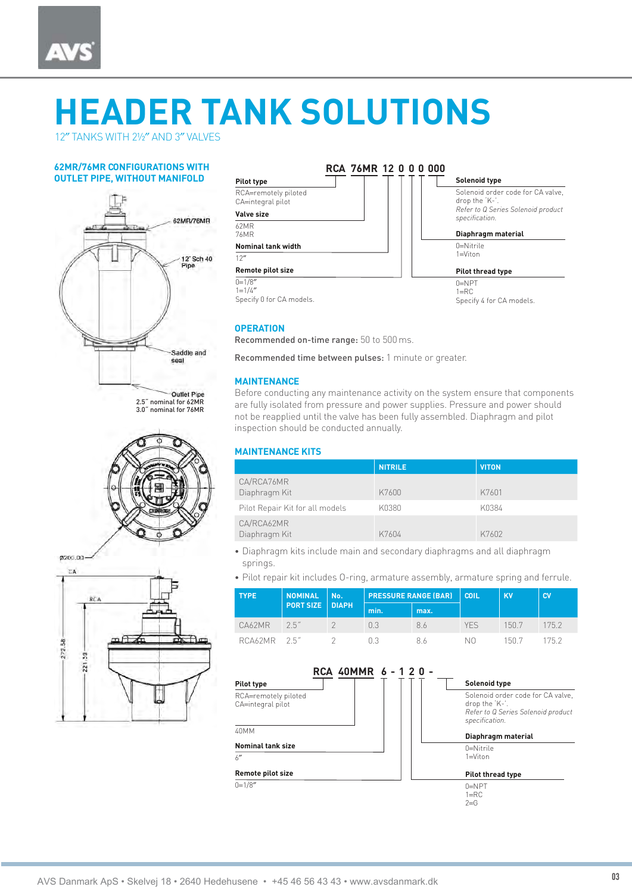# HEADER TANK SOLUTIONS

12″ TANKS WITH 2½″ AND 3″ VALVES

## 62MR/76MR CONFIGURATIONS WITH OUTLET PIPE, WITHOUT MANIFOLD

62MR/76MR

12″ Sch 40 Pipe

Saddle and seal

Outlet Pipe
2.5″ nominal for 62MR
3.0″ nominal for 76MR

**RCA 76MR 12 0 0 0 000**

**Pilot type**
RCA=remotely piloted
CA=integral pilot

**Valve size**
62MR
76MR

**Nominal tank width**
12″

**Remote pilot size**
0=1/8″
1=1/4″
Specify 0 for CA models.

**Solenoid type**
Solenoid order code for CA valve, drop the 'K-'.
*Refer to Q Series Solenoid product specification.*

**Diaphragm material**
0=Nitrile
1=Viton

**Pilot thread type**
0=NPT
1=RC
Specify 4 for CA models.

## OPERATION

**Recommended on-time range:** 50 to 500 ms.

**Recommended time between pulses:** 1 minute or greater.

## MAINTENANCE

Before conducting any maintenance activity on the system ensure that components are fully isolated from pressure and power supplies. Pressure and power should not be reapplied until the valve has been fully assembled. Diaphragm and pilot inspection should be conducted annually.

## MAINTENANCE KITS

| | NITRILE | VITON |
|---|---|---|
| CA/RCA76MR Diaphragm Kit | K7600 | K7601 |
| Pilot Repair Kit for all models | K0380 | K0384 |
| CA/RCA62MR Diaphragm Kit | K7604 | K7602 |

- Diaphragm kits include main and secondary diaphragms and all diaphragm springs.
- Pilot repair kit includes O-ring, armature assembly, armature spring and ferrule.

| TYPE | NOMINAL PORT SIZE | No. DIAPH | PRESSURE RANGE (BAR) | | COIL | KV | CV |
|---|---|---|---|---|---|---|---|
| | | | min. | max. | | | |
| CA62MR | 2.5″ | 2 | 0.3 | 8.6 | YES | 150.7 | 175.2 |
| RCA62MR | 2.5″ | 2 | 0.3 | 8.6 | NO | 150.7 | 175.2 |

**RCA 40MMR 6 - 1 2 0 -**

**Pilot type**
RCA=remotely piloted
CA=integral pilot

40MM

**Nominal tank size**
6″

**Remote pilot size**
0=1/8″

**Solenoid type**
Solenoid order code for CA valve, drop the 'K-'.
*Refer to Q Series Solenoid product specification.*

**Diaphragm material**
0=Nitrile
1=Viton

**Pilot thread type**
0=NPT
1=RC
2=G

AVS Danmark ApS • Skelvej 18 • 2640 Hedehusene • +45 46 56 43 43 • www.avsdanmark.dk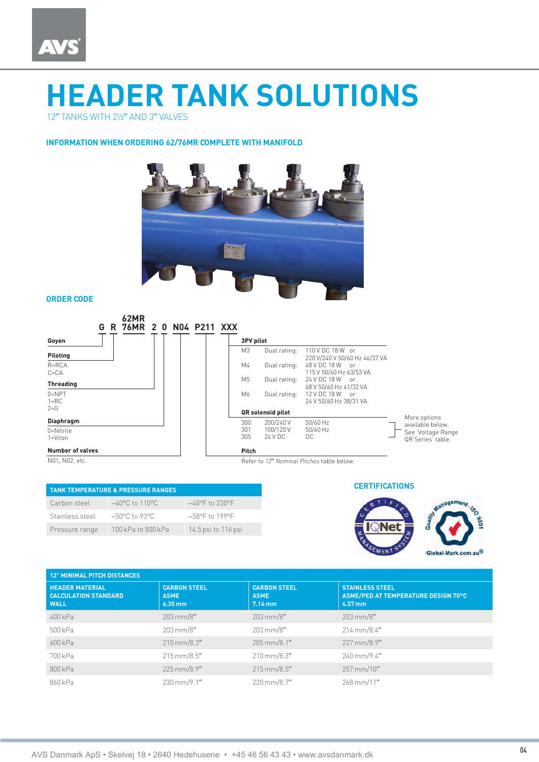# HEADER TANK SOLUTIONS

12" TANKS WITH 2½" AND 3" VALVES

### INFORMATION WHEN ORDERING 62/76MR COMPLETE WITH MANIFOLD

### ORDER CODE

**G R 62MR/76MR 2 0 N04 P211 XXX**

**Goyen**

**Piloting**
R=RCA
C=CA

**Threading**
0=NPT
1=RC
2=G

**Diaphragm**
0=Nitrile
1=Viton

**Number of valves**
N01, N02, etc.

**3PV pilot**

| | | |
|---|---|---|
| M3 | Dual rating: | 110 V DC 18 W or 220 V/240 V 50/60 Hz 46/37 VA |
| M4 | Dual rating: | 48 V DC 18 W or 115 V 50/60 Hz 63/53 VA |
| M5 | Dual rating: | 24 V DC 18 W or 48 V 50/60 Hz 41/32 VA |
| M6 | Dual rating: | 12 V DC 18 W or 24 V 50/60 Hz 38/31 VA |

**QR solenoid pilot**

| | | |
|---|---|---|
| 300 | 200/240 V | 50/60 Hz |
| 301 | 100/120 V | 50/60 Hz |
| 305 | 24 V DC | DC |

More options available below. See 'Voltage Range QR Series' table.

**Pitch**
Refer to *12" Nominal Pitches* table below.

| TANK TEMPERATURE & PRESSURE RANGES | | |
|---|---|---|
| Carbon steel | –40°C to 110°C | –40°F to 230°F |
| Stainless steel | –50°C to 93°C | –58°F to 199°F |
| Pressure range | 100 kPa to 800 kPa | 14.5 psi to 116 psi |

### CERTIFICATIONS

CERTIFIED IQNet MANAGEMENT SYSTEM

Quality Management ISO 9001 Global-Mark.com.au®

| 12" MINIMAL PITCH DISTANCES | | | |
|---|---|---|---|
| **HEADER MATERIAL CALCULATION STANDARD WALL** | **CARBON STEEL ASME 6.35 mm** | **CARBON STEEL ASME 7.14 mm** | **STAINLESS STEEL ASME/PED AT TEMPERATURE DESIGN 70°C 4.57 mm** |
| 400 kPa | 203 mm/8" | 203 mm/8" | 203 mm/8" |
| 500 kPa | 203 mm/8" | 203 mm/8" | 214 mm/8.4" |
| 600 kPa | 210 mm/8.3" | 205 mm/8.1" | 227 mm/8.9" |
| 700 kPa | 215 mm/8.5" | 210 mm/8.3" | 240 mm/9.4" |
| 800 kPa | 225 mm/8.9" | 215 mm/8.5" | 257 mm/10" |
| 860 kPa | 230 mm/9.1" | 220 mm/8.7" | 268 mm/11" |

AVS Danmark ApS • Skelvej 18 • 2640 Hedehusene • +45 46 56 43 43 • www.avsdanmark.dk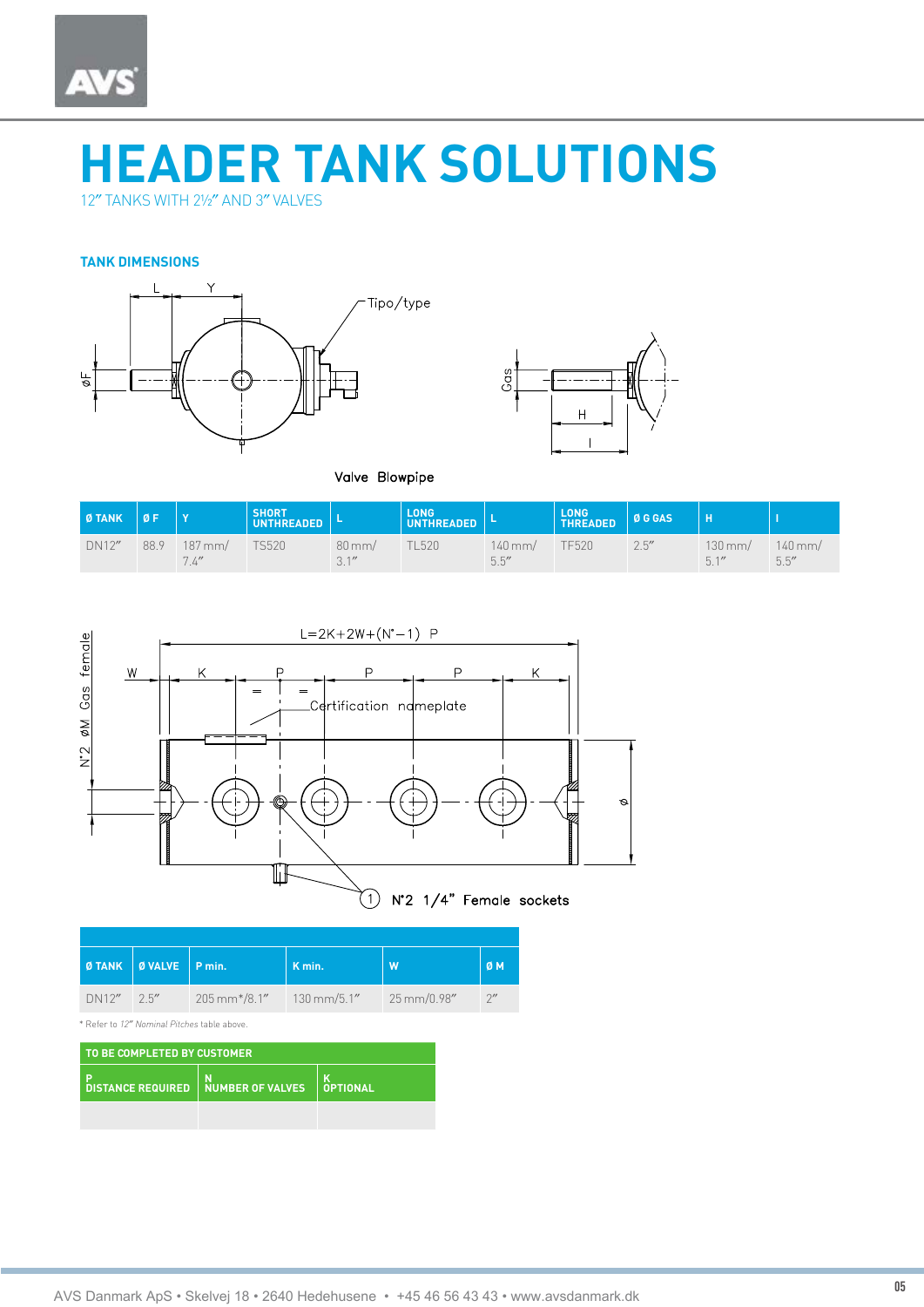# HEADER TANK SOLUTIONS

12" TANKS WITH 2½" AND 3" VALVES

### TANK DIMENSIONS

L Y Tipo/type øF Gas H I

Valve Blowpipe

| Ø TANK | Ø F | Y | SHORT UNTHREADED | L | LONG UNTHREADED | L | LONG THREADED | Ø G GAS | H | I |
|---|---|---|---|---|---|---|---|---|---|---|
| DN12" | 88.9 | 187 mm/ 7.4" | TS520 | 80 mm/ 3.1" | TL520 | 140 mm/ 5.5" | TF520 | 2.5" | 130 mm/ 5.1" | 140 mm/ 5.5" |

$L=2K+2W+(N^{\circ}-1)\ P$

W K P P P K

N°2 ØM Gas female

Certification nameplate

ø

① N°2 1/4" Female sockets

| Ø TANK | Ø VALVE | P min. | K min. | W | Ø M |
|---|---|---|---|---|---|
| DN12" | 2.5" | 205 mm*/8.1" | 130 mm/5.1" | 25 mm/0.98" | 2" |

\* Refer to *12" Nominal Pitches* table above.

| TO BE COMPLETED BY CUSTOMER | | |
|---|---|---|
| P DISTANCE REQUIRED | N NUMBER OF VALVES | K OPTIONAL |
| | | |

AVS Danmark ApS • Skelvej 18 • 2640 Hedehusene • +45 46 56 43 43 • www.avsdanmark.dk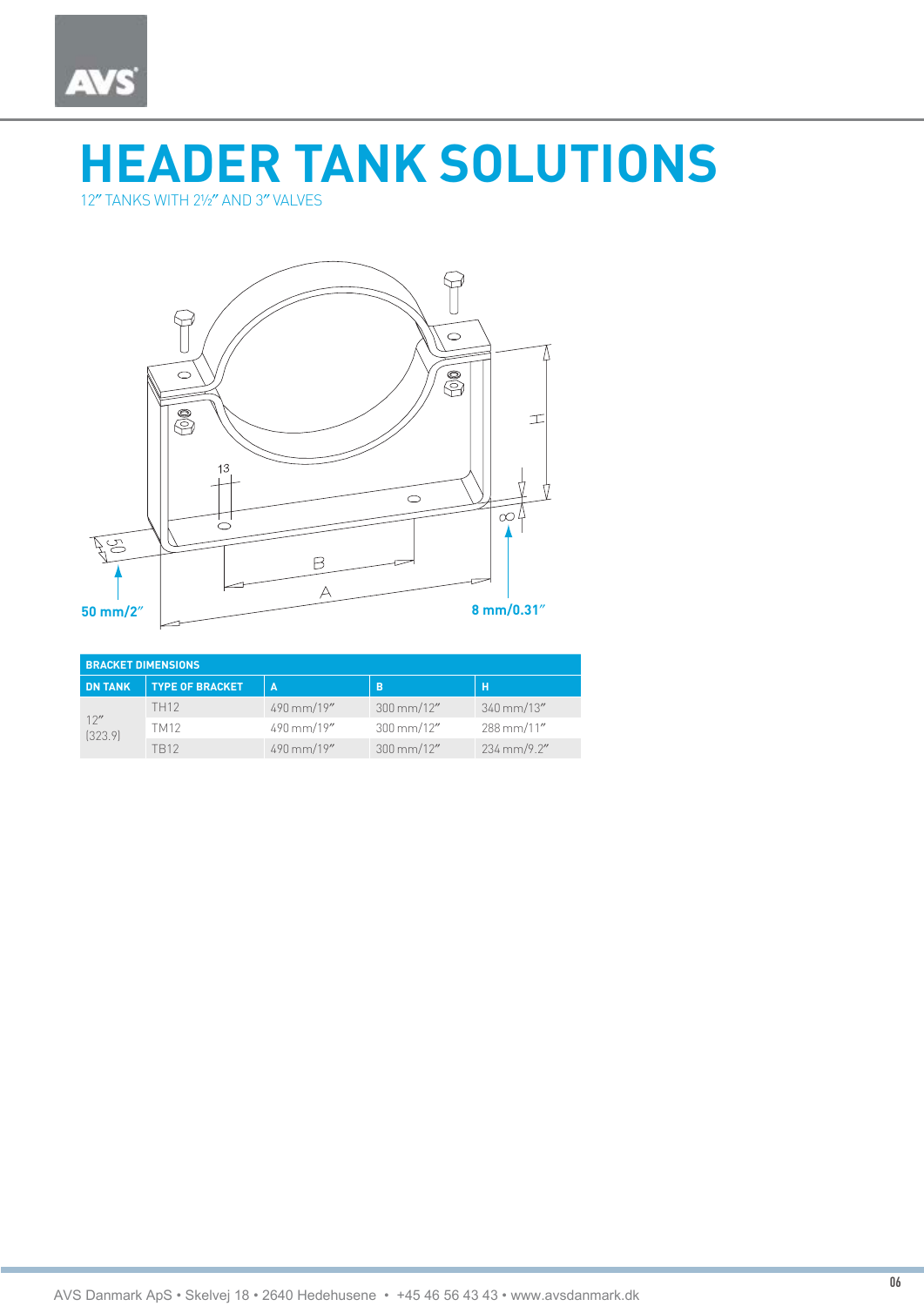# HEADER TANK SOLUTIONS

12″ TANKS WITH 2½″ AND 3″ VALVES

13

H

8

50

B

A

50 mm/2″

8 mm/0.31″

| BRACKET DIMENSIONS | | | | |
|---|---|---|---|---|
| DN TANK | TYPE OF BRACKET | A | B | H |
| 12″ (323.9) | TH12 | 490 mm/19″ | 300 mm/12″ | 340 mm/13″ |
| | TM12 | 490 mm/19″ | 300 mm/12″ | 288 mm/11″ |
| | TB12 | 490 mm/19″ | 300 mm/12″ | 234 mm/9.2″ |

AVS Danmark ApS • Skelvej 18 • 2640 Hedehusene • +45 46 56 43 43 • www.avsdanmark.dk